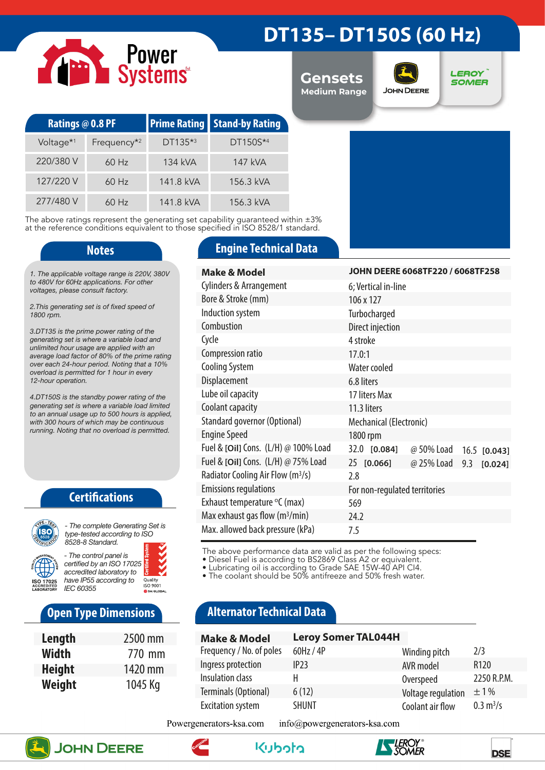# DT135– DT150S (60 Hz)

Power Systems

**Gensets**
Medium Range

JOHN DEERE | LEROY SOMER

| Ratings @ 0.8 PF | | Prime Rating | Stand-by Rating |
|---|---|---|---|
| Voltage*1 | Frequency*2 | DT135*3 | DT150S*4 |
| 220/380 V | 60 Hz | 134 kVA | 147 kVA |
| 127/220 V | 60 Hz | 141.8 kVA | 156.3 kVA |
| 277/480 V | 60 Hz | 141.8 kVA | 156.3 kVA |

The above ratings represent the generating set capability guaranteed within ±3% at the reference conditions equivalent to those specified in ISO 8528/1 standard.

## Notes

*1. The applicable voltage range is 220V, 380V to 480V for 60Hz applications. For other voltages, please consult factory.*

*2.This generating set is of fixed speed of 1800 rpm.*

*3.DT135 is the prime power rating of the generating set is where a variable load and unlimited hour usage are applied with an average load factor of 80% of the prime rating over each 24-hour period. Noting that a 10% overload is permitted for 1 hour in every 12-hour operation.*

*4.DT150S is the standby power rating of the generating set is where a variable load limited to an annual usage up to 500 hours is applied, with 300 hours of which may be continuous running. Noting that no overload is permitted.*

## Certifications

*- The complete Generating Set is type-tested according to ISO 8528-8 Standard.*

*- The control panel is certified by an ISO 17025 accredited laboratory to have IP55 according to IEC 60355*

## Open Type Dimensions

| | |
|---|---|
| **Length** | 2500 mm |
| **Width** | 770 mm |
| **Height** | 1420 mm |
| **Weight** | 1045 Kg |

## Engine Technical Data

| | | | |
|---|---|---|---|
| **Make & Model** | **JOHN DEERE 6068TF220 / 6068TF258** | | |
| Cylinders & Arrangement | 6; Vertical in-line | | |
| Bore & Stroke (mm) | 106 x 127 | | |
| Induction system | Turbocharged | | |
| Combustion | Direct injection | | |
| Cycle | 4 stroke | | |
| Compression ratio | 17.0:1 | | |
| Cooling System | Water cooled | | |
| Displacement | 6.8 liters | | |
| Lube oil capacity | 17 liters Max | | |
| Coolant capacity | 11.3 liters | | |
| Standard governor (Optional) | Mechanical (Electronic) | | |
| Engine Speed | 1800 rpm | | |
| Fuel & [Oil] Cons. (L/H) @ 100% Load | 32.0 [0.084] | @ 50% Load | 16.5 [0.043] |
| Fuel & [Oil] Cons. (L/H) @ 75% Load | 25 [0.066] | @ 25% Load | 9.3 [0.024] |
| Radiator Cooling Air Flow ($m^3$/s) | 2.8 | | |
| Emissions regulations | For non-regulated territories | | |
| Exhaust temperature °C (max) | 569 | | |
| Max exhaust gas flow ($m^3$/min) | 24.2 | | |
| Max. allowed back pressure (kPa) | 7.5 | | |

The above performance data are valid as per the following specs:
- Diesel Fuel is according to BS2869 Class A2 or equivalent.
- Lubricating oil is according to Grade SAE 15W-40 API CI4.
- The coolant should be 50% antifreeze and 50% fresh water.

## Alternator Technical Data

| | | | |
|---|---|---|---|
| **Make & Model** | **Leroy Somer TAL044H** | | |
| Frequency / No. of poles | 60Hz / 4P | Winding pitch | 2/3 |
| Ingress protection | IP23 | AVR model | R120 |
| Insulation class | H | Overspeed | 2250 R.P.M. |
| Terminals (Optional) | 6 (12) | Voltage regulation | ± 1% |
| Excitation system | SHUNT | Coolant air flow | 0.3 $m^3$/s |

Powergenerators-ksa.com info@powergenerators-ksa.com

JOHN DEERE | Cummins | Kubota | LEROY SOMER | DSE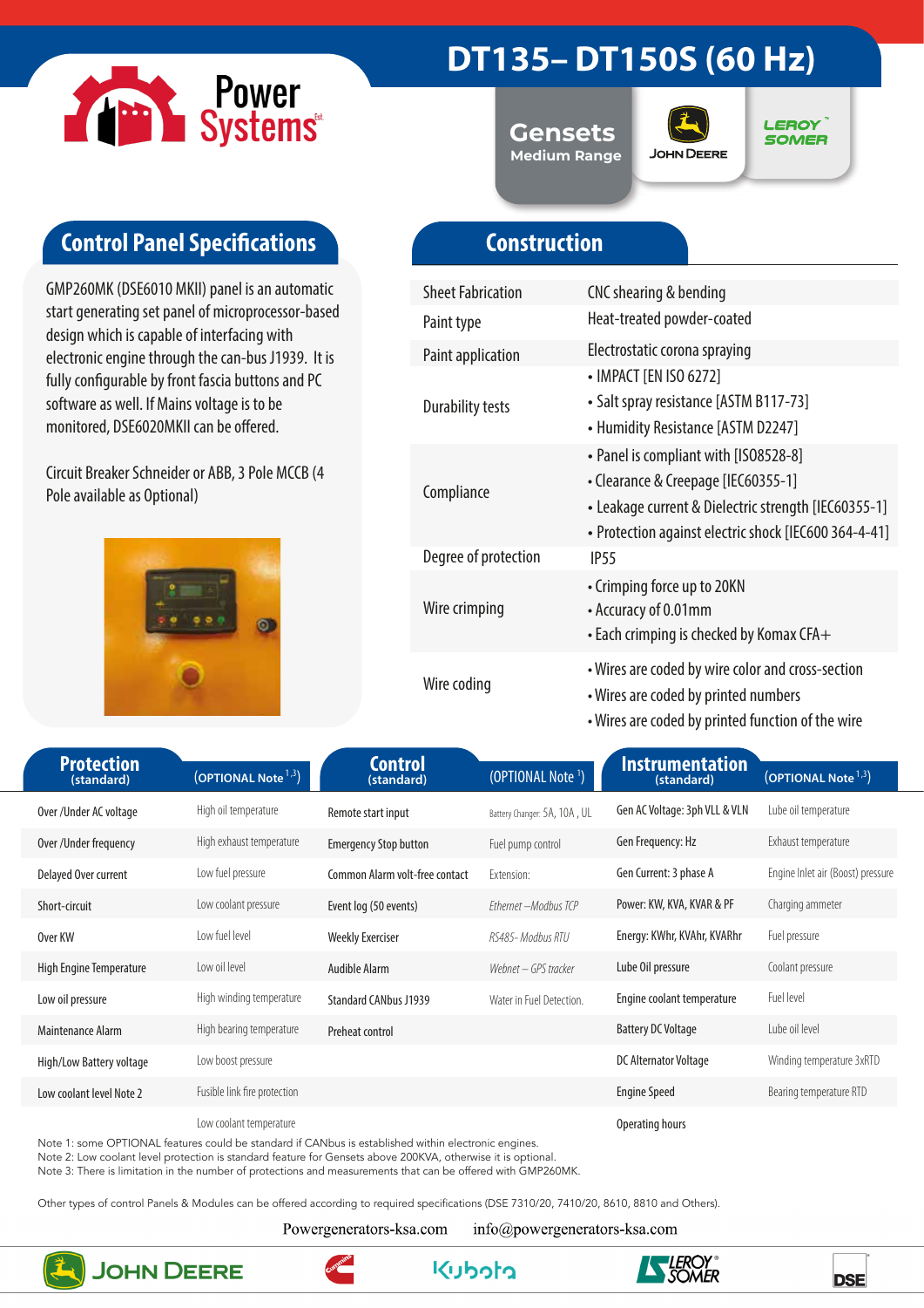# DT135– DT150S (60 Hz)

Gensets
Medium Range

## Control Panel Specifications

GMP260MK (DSE6010 MKII) panel is an automatic start generating set panel of microprocessor-based design which is capable of interfacing with electronic engine through the can-bus J1939. It is fully configurable by front fascia buttons and PC software as well. If Mains voltage is to be monitored, DSE6020MKII can be offered.

Circuit Breaker Schneider or ABB, 3 Pole MCCB (4 Pole available as Optional)

## Construction

| | |
|---|---|
| Sheet Fabrication | CNC shearing & bending |
| Paint type | Heat-treated powder-coated |
| Paint application | Electrostatic corona spraying |
| Durability tests | • IMPACT [EN ISO 6272]<br>• Salt spray resistance [ASTM B117-73]<br>• Humidity Resistance [ASTM D2247] |
| Compliance | • Panel is compliant with [IS08528-8]<br>• Clearance & Creepage [IEC60355-1]<br>• Leakage current & Dielectric strength [IEC60355-1]<br>• Protection against electric shock [IEC600 364-4-41] |
| Degree of protection | IP55 |
| Wire crimping | • Crimping force up to 20KN<br>• Accuracy of 0.01mm<br>• Each crimping is checked by Komax CFA+ |
| Wire coding | • Wires are coded by wire color and cross-section<br>• Wires are coded by printed numbers<br>• Wires are coded by printed function of the wire |

| Protection (standard) | (OPTIONAL Note 1,3) | Control (standard) | (OPTIONAL Note 1) | Instrumentation (standard) | (OPTIONAL Note 1,3) |
|---|---|---|---|---|---|
| Over /Under AC voltage | High oil temperature | Remote start input | Battery Changer: 5A, 10A , UL | Gen AC Voltage: 3ph VLL & VLN | Lube oil temperature |
| Over /Under frequency | High exhaust temperature | Emergency Stop button | Fuel pump control | Gen Frequency: Hz | Exhaust temperature |
| Delayed Over current | Low fuel pressure | Common Alarm volt-free contact | Extension: | Gen Current: 3 phase A | Engine Inlet air (Boost) pressure |
| Short-circuit | Low coolant pressure | Event log (50 events) | *Ethernet –Modbus TCP* | Power: KW, KVA, KVAR & PF | Charging ammeter |
| Over KW | Low fuel level | Weekly Exerciser | *RS485- Modbus RTU* | Energy: KWhr, KVAhr, KVARhr | Fuel pressure |
| High Engine Temperature | Low oil level | Audible Alarm | *Webnet – GPS tracker* | Lube Oil pressure | Coolant pressure |
| Low oil pressure | High winding temperature | Standard CANbus J1939 | Water in Fuel Detection. | Engine coolant temperature | Fuel level |
| Maintenance Alarm | High bearing temperature | Preheat control | | Battery DC Voltage | Lube oil level |
| High/Low Battery voltage | Low boost pressure | | | DC Alternator Voltage | Winding temperature 3xRTD |
| Low coolant level Note 2 | Fusible link fire protection | | | Engine Speed | Bearing temperature RTD |
| | Low coolant temperature | | | Operating hours | |

Note 1: some OPTIONAL features could be standard if CANbus is established within electronic engines.
Note 2: Low coolant level protection is standard feature for Gensets above 200KVA, otherwise it is optional.
Note 3: There is limitation in the number of protections and measurements that can be offered with GMP260MK.

Other types of control Panels & Modules can be offered according to required specifications (DSE 7310/20, 7410/20, 8610, 8810 and Others).

Powergenerators-ksa.com info@powergenerators-ksa.com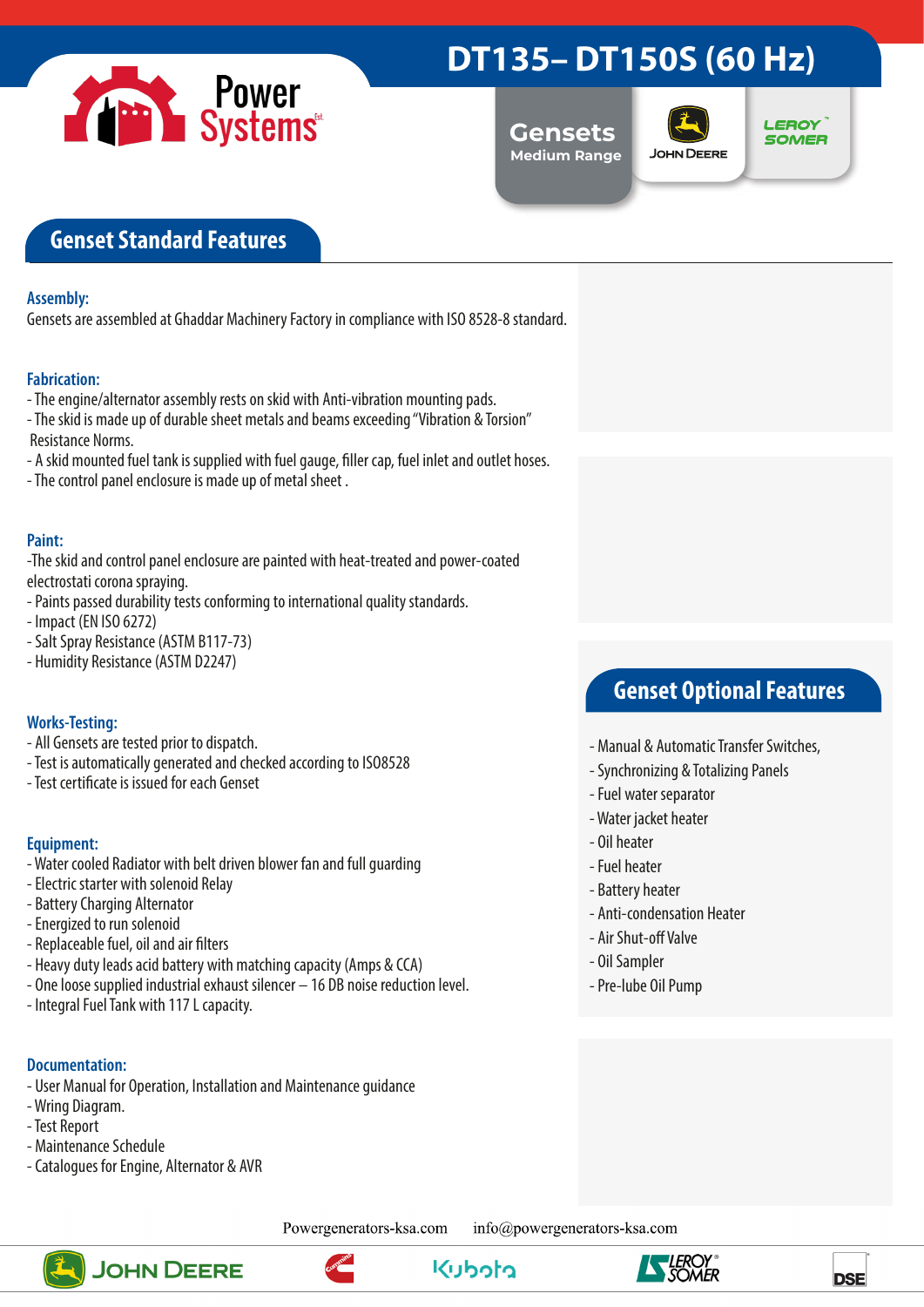# DT135– DT150S (60 Hz)

Gensets
Medium Range

## Genset Standard Features

**Assembly:**

Gensets are assembled at Ghaddar Machinery Factory in compliance with ISO 8528-8 standard.

**Fabrication:**

- The engine/alternator assembly rests on skid with Anti-vibration mounting pads.
- The skid is made up of durable sheet metals and beams exceeding "Vibration & Torsion" Resistance Norms.
- A skid mounted fuel tank is supplied with fuel gauge, filler cap, fuel inlet and outlet hoses.
- The control panel enclosure is made up of metal sheet .

**Paint:**

-The skid and control panel enclosure are painted with heat-treated and power-coated electrostati corona spraying.
- Paints passed durability tests conforming to international quality standards.
- Impact (EN ISO 6272)
- Salt Spray Resistance (ASTM B117-73)
- Humidity Resistance (ASTM D2247)

**Works-Testing:**

- All Gensets are tested prior to dispatch.
- Test is automatically generated and checked according to ISO8528
- Test certificate is issued for each Genset

**Equipment:**

- Water cooled Radiator with belt driven blower fan and full guarding
- Electric starter with solenoid Relay
- Battery Charging Alternator
- Energized to run solenoid
- Replaceable fuel, oil and air filters
- Heavy duty leads acid battery with matching capacity (Amps & CCA)
- One loose supplied industrial exhaust silencer – 16 DB noise reduction level.
- Integral Fuel Tank with 117 L capacity.

**Documentation:**

- User Manual for Operation, Installation and Maintenance guidance
- Wring Diagram.
- Test Report
- Maintenance Schedule
- Catalogues for Engine, Alternator & AVR

## Genset Optional Features

- Manual & Automatic Transfer Switches,
- Synchronizing & Totalizing Panels
- Fuel water separator
- Water jacket heater
- Oil heater
- Fuel heater
- Battery heater
- Anti-condensation Heater
- Air Shut-off Valve
- Oil Sampler
- Pre-lube Oil Pump

Powergenerators-ksa.com info@powergenerators-ksa.com